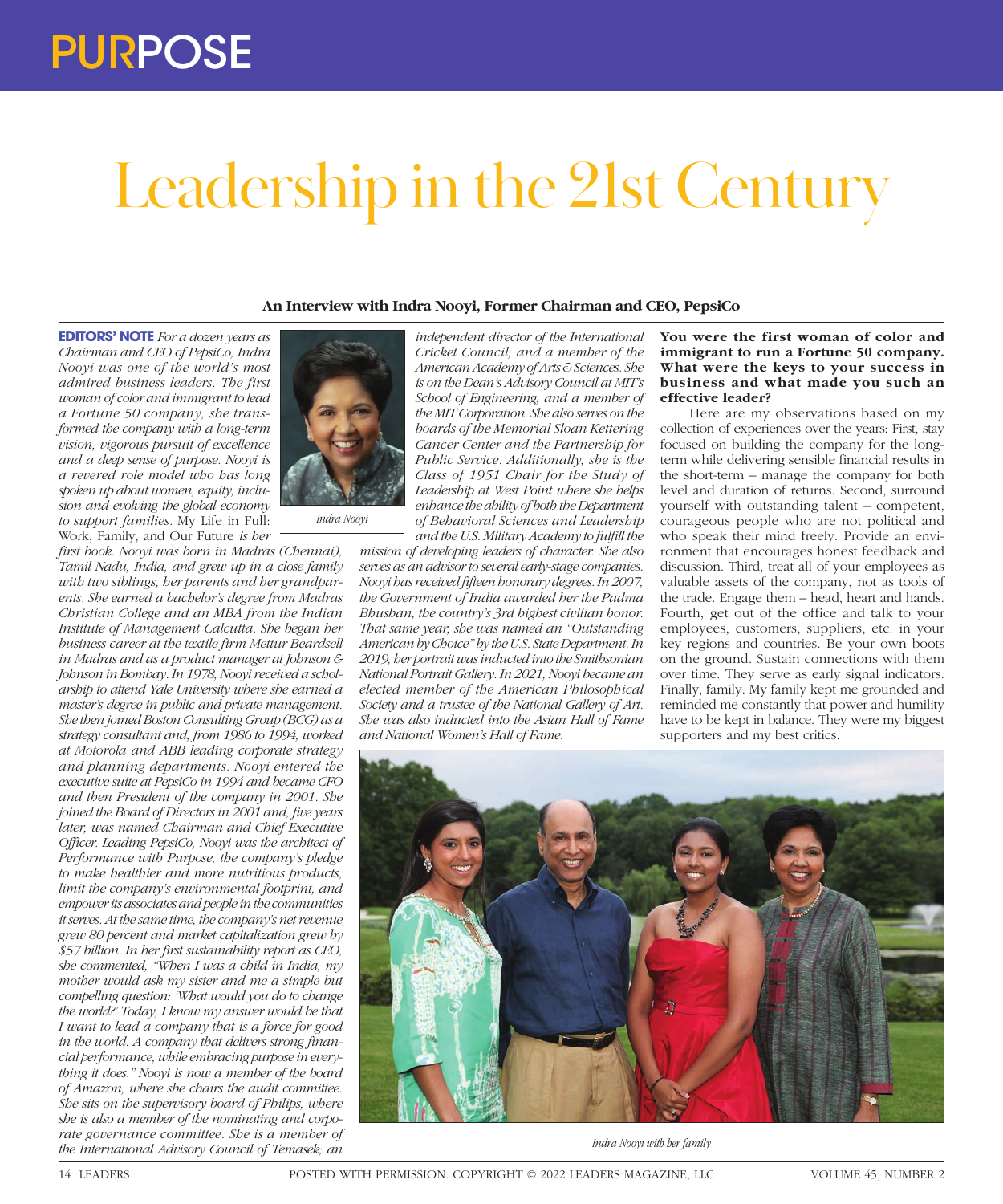PURPOSE

# Leadership in the 21st Century

**An Interview with Indra Nooyi, Former Chairman and CEO, PepsiCo**

**EDITORS' NOTE** *For a dozen years as Chairman and CEO of PepsiCo, Indra Nooyi was one of the world's most admired business leaders. The first woman of color and immigrant to lead a Fortune 50 company, she transformed the company with a long-term vision, vigorous pursuit of excellence and a deep sense of purpose. Nooyi is a revered role model who has long spoken up about women, equity, inclusion and evolving the global economy to support families.* My Life in Full: Work, Family, and Our Future *is her first book. Nooyi was born in Madras (Chennai), Tamil Nadu, India, and grew up in a close family with two siblings, her parents and her grandparents. She earned a bachelor's degree from Madras Christian College and an MBA from the Indian Institute of Management Calcutta. She began her business career at the textile firm Mettur Beardsell in Madras and as a product manager at Johnson & Johnson in Bombay. In 1978, Nooyi received a scholarship to attend Yale University where she earned a master's degree in public and private management. She then joined Boston Consulting Group (BCG) as a strategy consultant and, from 1986 to 1994, worked at Motorola and ABB leading corporate strategy and planning departments. Nooyi entered the executive suite at PepsiCo in 1994 and became CFO and then President of the company in 2001. She joined the Board of Directors in 2001 and, five years later, was named Chairman and Chief Executive Officer. Leading PepsiCo, Nooyi was the architect of Performance with Purpose, the company's pledge to make healthier and more nutritious products, limit the company's environmental footprint, and empower its associates and people in the communities it serves. At the same time, the company's net revenue grew 80 percent and market capitalization grew by $57 billion. In her first sustainability report as CEO, she commented, "When I was a child in India, my mother would ask my sister and me a simple but compelling question: 'What would you do to change the world?' Today, I know my answer would be that I want to lead a company that is a force for good in the world. A company that delivers strong financial performance, while embracing purpose in everything it does." Nooyi is now a member of the board of Amazon, where she chairs the audit committee. She sits on the supervisory board of Philips, where she is also a member of the nominating and corporate governance committee. She is a member of the International Advisory Council of Temasek; an independent director of the International Cricket Council; and a member of the American Academy of Arts & Sciences. She is on the Dean's Advisory Council at MIT's School of Engineering, and a member of the MIT Corporation. She also serves on the boards of the Memorial Sloan Kettering Cancer Center and the Partnership for Public Service. Additionally, she is the Class of 1951 Chair for the Study of Leadership at West Point where she helps enhance the ability of both the Department of Behavioral Sciences and Leadership and the U.S. Military Academy to fulfill the mission of developing leaders of character. She also serves as an advisor to several early-stage companies. Nooyi has received fifteen honorary degrees. In 2007, the Government of India awarded her the Padma Bhushan, the country's 3rd highest civilian honor. That same year, she was named an "Outstanding American by Choice" by the U.S. State Department. In 2019, her portrait was inducted into the Smithsonian National Portrait Gallery. In 2021, Nooyi became an elected member of the American Philosophical Society and a trustee of the National Gallery of Art. She was also inducted into the Asian Hall of Fame and National Women's Hall of Fame.*

*Indra Nooyi*

**You were the first woman of color and immigrant to run a Fortune 50 company. What were the keys to your success in business and what made you such an effective leader?**

Here are my observations based on my collection of experiences over the years: First, stay focused on building the company for the long-term while delivering sensible financial results in the short-term – manage the company for both level and duration of returns. Second, surround yourself with outstanding talent – competent, courageous people who are not political and who speak their mind freely. Provide an environment that encourages honest feedback and discussion. Third, treat all of your employees as valuable assets of the company, not as tools of the trade. Engage them – head, heart and hands. Fourth, get out of the office and talk to your employees, customers, suppliers, etc. in your key regions and countries. Be your own boots on the ground. Sustain connections with them over time. They serve as early signal indicators. Finally, family. My family kept me grounded and reminded me constantly that power and humility have to be kept in balance. They were my biggest supporters and my best critics.

*Indra Nooyi with her family*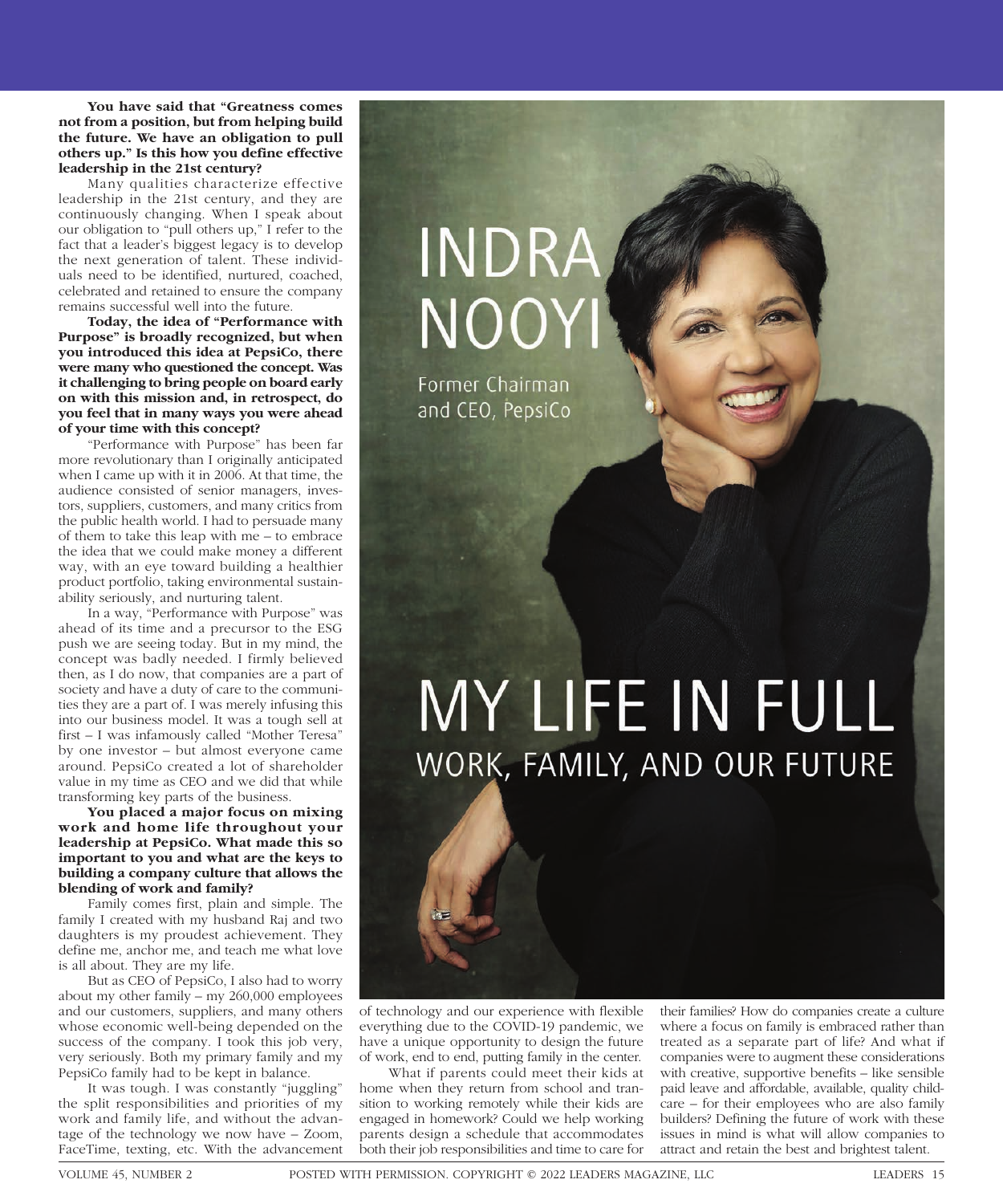**You have said that "Greatness comes not from a position, but from helping build the future. We have an obligation to pull others up." Is this how you define effective leadership in the 21st century?**

Many qualities characterize effective leadership in the 21st century, and they are continuously changing. When I speak about our obligation to "pull others up," I refer to the fact that a leader's biggest legacy is to develop the next generation of talent. These individuals need to be identified, nurtured, coached, celebrated and retained to ensure the company remains successful well into the future.

**Today, the idea of "Performance with Purpose" is broadly recognized, but when you introduced this idea at PepsiCo, there were many who questioned the concept. Was it challenging to bring people on board early on with this mission and, in retrospect, do you feel that in many ways you were ahead of your time with this concept?**

"Performance with Purpose" has been far more revolutionary than I originally anticipated when I came up with it in 2006. At that time, the audience consisted of senior managers, investors, suppliers, customers, and many critics from the public health world. I had to persuade many of them to take this leap with me – to embrace the idea that we could make money a different way, with an eye toward building a healthier product portfolio, taking environmental sustainability seriously, and nurturing talent.

In a way, "Performance with Purpose" was ahead of its time and a precursor to the ESG push we are seeing today. But in my mind, the concept was badly needed. I firmly believed then, as I do now, that companies are a part of society and have a duty of care to the communities they are a part of. I was merely infusing this into our business model. It was a tough sell at first – I was infamously called "Mother Teresa" by one investor – but almost everyone came around. PepsiCo created a lot of shareholder value in my time as CEO and we did that while transforming key parts of the business.

**You placed a major focus on mixing work and home life throughout your leadership at PepsiCo. What made this so important to you and what are the keys to building a company culture that allows the blending of work and family?**

Family comes first, plain and simple. The family I created with my husband Raj and two daughters is my proudest achievement. They define me, anchor me, and teach me what love is all about. They are my life.

But as CEO of PepsiCo, I also had to worry about my other family – my 260,000 employees and our customers, suppliers, and many others whose economic well-being depended on the success of the company. I took this job very, very seriously. Both my primary family and my PepsiCo family had to be kept in balance.

It was tough. I was constantly "juggling" the split responsibilities and priorities of my work and family life, and without the advantage of the technology we now have – Zoom, FaceTime, texting, etc. With the advancement of technology and our experience with flexible everything due to the COVID-19 pandemic, we have a unique opportunity to design the future of work, end to end, putting family in the center.

What if parents could meet their kids at home when they return from school and transition to working remotely while their kids are engaged in homework? Could we help working parents design a schedule that accommodates both their job responsibilities and time to care for their families? How do companies create a culture where a focus on family is embraced rather than treated as a separate part of life? And what if companies were to augment these considerations with creative, supportive benefits – like sensible paid leave and affordable, available, quality childcare – for their employees who are also family builders? Defining the future of work with these issues in mind is what will allow companies to attract and retain the best and brightest talent.

INDRA NOOYI

Former Chairman and CEO, PepsiCo

MY LIFE IN FULL

WORK, FAMILY, AND OUR FUTURE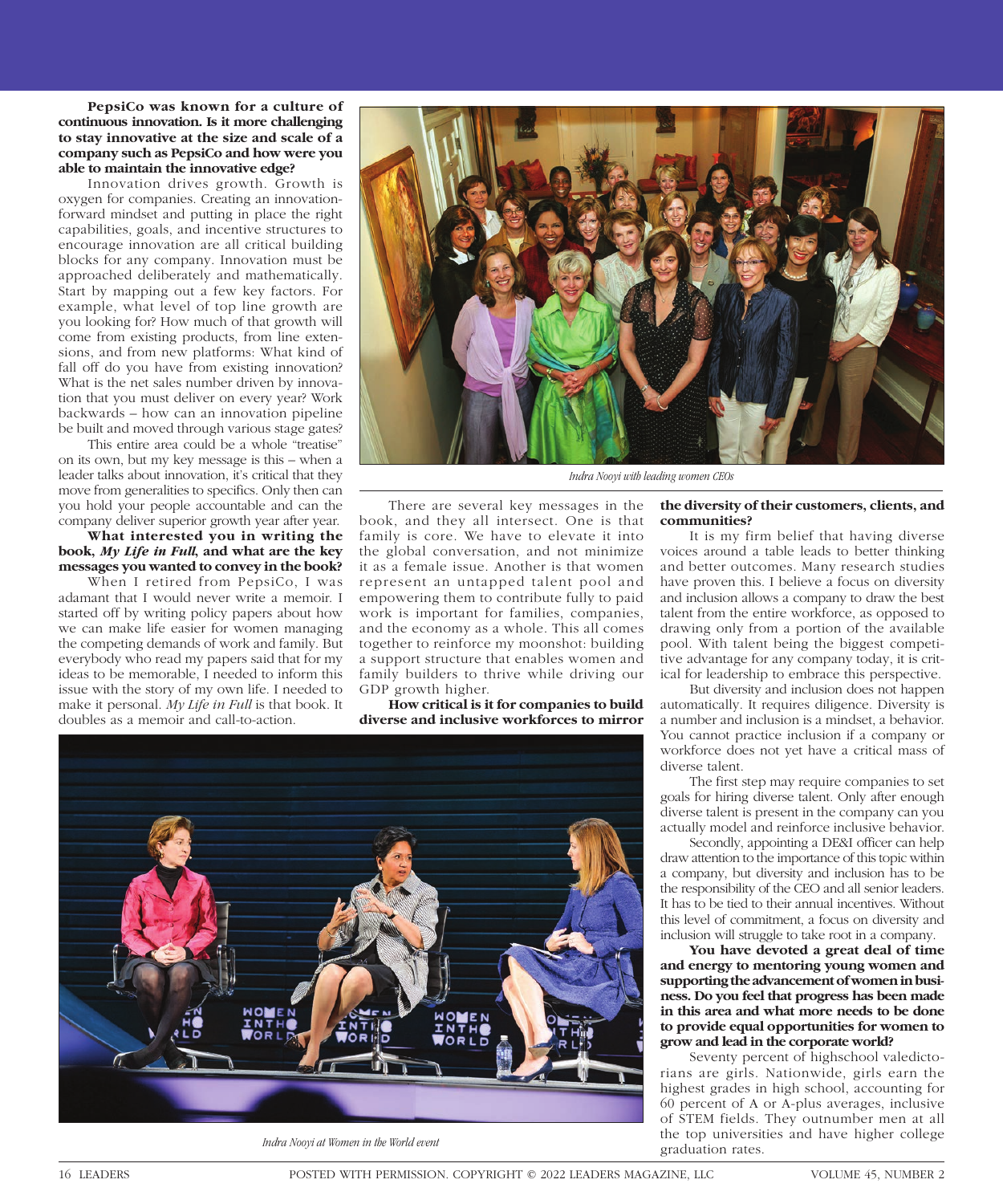**PepsiCo was known for a culture of continuous innovation. Is it more challenging to stay innovative at the size and scale of a company such as PepsiCo and how were you able to maintain the innovative edge?**

Innovation drives growth. Growth is oxygen for companies. Creating an innovation-forward mindset and putting in place the right capabilities, goals, and incentive structures to encourage innovation are all critical building blocks for any company. Innovation must be approached deliberately and mathematically. Start by mapping out a few key factors. For example, what level of top line growth are you looking for? How much of that growth will come from existing products, from line extensions, and from new platforms: What kind of fall off do you have from existing innovation? What is the net sales number driven by innovation that you must deliver on every year? Work backwards – how can an innovation pipeline be built and moved through various stage gates?

This entire area could be a whole "treatise" on its own, but my key message is this – when a leader talks about innovation, it's critical that they move from generalities to specifics. Only then can you hold your people accountable and can the company deliver superior growth year after year.

**What interested you in writing the book, *My Life in Full*, and what are the key messages you wanted to convey in the book?**

When I retired from PepsiCo, I was adamant that I would never write a memoir. I started off by writing policy papers about how we can make life easier for women managing the competing demands of work and family. But everybody who read my papers said that for my ideas to be memorable, I needed to inform this issue with the story of my own life. I needed to make it personal. *My Life in Full* is that book. It doubles as a memoir and call-to-action.

*Indra Nooyi with leading women CEOs*

There are several key messages in the book, and they all intersect. One is that family is core. We have to elevate it into the global conversation, and not minimize it as a female issue. Another is that women represent an untapped talent pool and empowering them to contribute fully to paid work is important for families, companies, and the economy as a whole. This all comes together to reinforce my moonshot: building a support structure that enables women and family builders to thrive while driving our GDP growth higher.

**How critical is it for companies to build diverse and inclusive workforces to mirror the diversity of their customers, clients, and communities?**

It is my firm belief that having diverse voices around a table leads to better thinking and better outcomes. Many research studies have proven this. I believe a focus on diversity and inclusion allows a company to draw the best talent from the entire workforce, as opposed to drawing only from a portion of the available pool. With talent being the biggest competitive advantage for any company today, it is critical for leadership to embrace this perspective.

But diversity and inclusion does not happen automatically. It requires diligence. Diversity is a number and inclusion is a mindset, a behavior. You cannot practice inclusion if a company or workforce does not yet have a critical mass of diverse talent.

The first step may require companies to set goals for hiring diverse talent. Only after enough diverse talent is present in the company can you actually model and reinforce inclusive behavior.

Secondly, appointing a DE&I officer can help draw attention to the importance of this topic within a company, but diversity and inclusion has to be the responsibility of the CEO and all senior leaders. It has to be tied to their annual incentives. Without this level of commitment, a focus on diversity and inclusion will struggle to take root in a company.

**You have devoted a great deal of time and energy to mentoring young women and supporting the advancement of women in business. Do you feel that progress has been made in this area and what more needs to be done to provide equal opportunities for women to grow and lead in the corporate world?**

Seventy percent of highschool valedictorians are girls. Nationwide, girls earn the highest grades in high school, accounting for 60 percent of A or A-plus averages, inclusive of STEM fields. They outnumber men at all the top universities and have higher college graduation rates.

*Indra Nooyi at Women in the World event*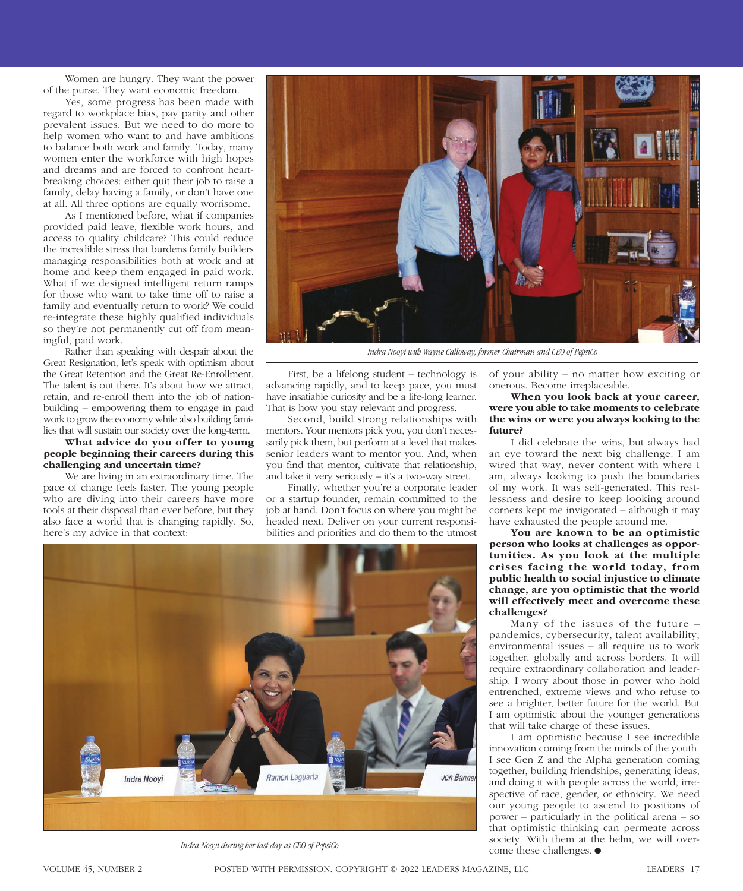Women are hungry. They want the power of the purse. They want economic freedom.

Yes, some progress has been made with regard to workplace bias, pay parity and other prevalent issues. But we need to do more to help women who want to and have ambitions to balance both work and family. Today, many women enter the workforce with high hopes and dreams and are forced to confront heartbreaking choices: either quit their job to raise a family, delay having a family, or don't have one at all. All three options are equally worrisome.

As I mentioned before, what if companies provided paid leave, flexible work hours, and access to quality childcare? This could reduce the incredible stress that burdens family builders managing responsibilities both at work and at home and keep them engaged in paid work. What if we designed intelligent return ramps for those who want to take time off to raise a family and eventually return to work? We could re-integrate these highly qualified individuals so they're not permanently cut off from meaningful, paid work.

Rather than speaking with despair about the Great Resignation, let's speak with optimism about the Great Retention and the Great Re-Enrollment. The talent is out there. It's about how we attract, retain, and re-enroll them into the job of nation-building – empowering them to engage in paid work to grow the economy while also building families that will sustain our society over the long-term.

**What advice do you offer to young people beginning their careers during this challenging and uncertain time?**

We are living in an extraordinary time. The pace of change feels faster. The young people who are diving into their careers have more tools at their disposal than ever before, but they also face a world that is changing rapidly. So, here's my advice in that context:

*Indra Nooyi with Wayne Calloway, former Chairman and CEO of PepsiCo*

First, be a lifelong student – technology is advancing rapidly, and to keep pace, you must have insatiable curiosity and be a life-long learner. That is how you stay relevant and progress.

Second, build strong relationships with mentors. Your mentors pick you, you don't necessarily pick them, but perform at a level that makes senior leaders want to mentor you. And, when you find that mentor, cultivate that relationship, and take it very seriously – it's a two-way street.

Finally, whether you're a corporate leader or a startup founder, remain committed to the job at hand. Don't focus on where you might be headed next. Deliver on your current responsibilities and priorities and do them to the utmost of your ability – no matter how exciting or onerous. Become irreplaceable.

**When you look back at your career, were you able to take moments to celebrate the wins or were you always looking to the future?**

I did celebrate the wins, but always had an eye toward the next big challenge. I am wired that way, never content with where I am, always looking to push the boundaries of my work. It was self-generated. This restlessness and desire to keep looking around corners kept me invigorated – although it may have exhausted the people around me.

**You are known to be an optimistic person who looks at challenges as opportunities. As you look at the multiple crises facing the world today, from public health to social injustice to climate change, are you optimistic that the world will effectively meet and overcome these challenges?**

Many of the issues of the future – pandemics, cybersecurity, talent availability, environmental issues – all require us to work together, globally and across borders. It will require extraordinary collaboration and leadership. I worry about those in power who hold entrenched, extreme views and who refuse to see a brighter, better future for the world. But I am optimistic about the younger generations that will take charge of these issues.

I am optimistic because I see incredible innovation coming from the minds of the youth. I see Gen Z and the Alpha generation coming together, building friendships, generating ideas, and doing it with people across the world, irrespective of race, gender, or ethnicity. We need our young people to ascend to positions of power – particularly in the political arena – so that optimistic thinking can permeate across society. With them at the helm, we will overcome these challenges. ●

*Indra Nooyi during her last day as CEO of PepsiCo*

POSTED WITH PERMISSION. COPYRIGHT © 2022 LEADERS MAGAZINE, LLC